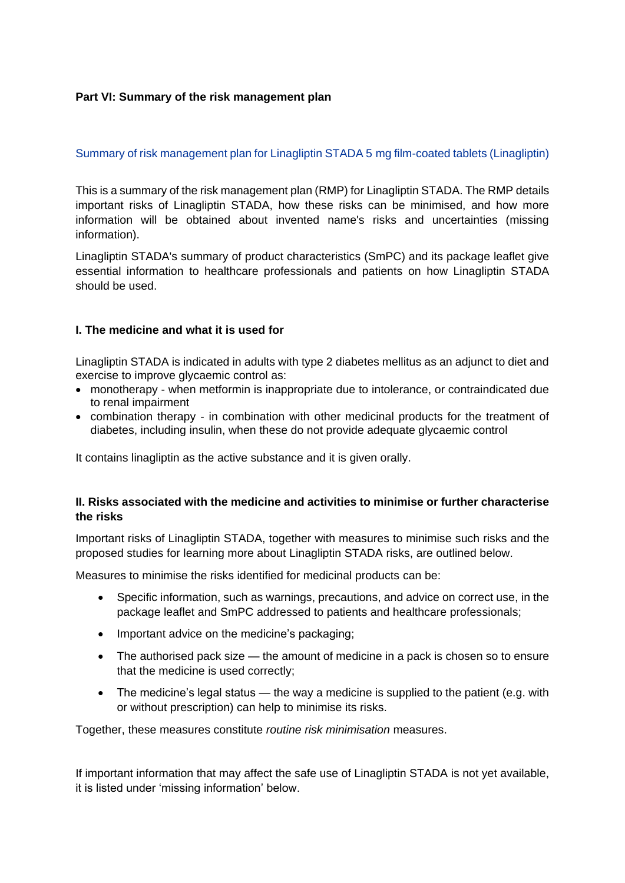**Part VI: Summary of the risk management plan**

Summary of risk management plan for Linagliptin STADA 5 mg film-coated tablets (Linagliptin)

This is a summary of the risk management plan (RMP) for Linagliptin STADA. The RMP details important risks of Linagliptin STADA, how these risks can be minimised, and how more information will be obtained about invented name's risks and uncertainties (missing information).

Linagliptin STADA's summary of product characteristics (SmPC) and its package leaflet give essential information to healthcare professionals and patients on how Linagliptin STADA should be used.

**I. The medicine and what it is used for**

Linagliptin STADA is indicated in adults with type 2 diabetes mellitus as an adjunct to diet and exercise to improve glycaemic control as:

- monotherapy - when metformin is inappropriate due to intolerance, or contraindicated due to renal impairment
- combination therapy - in combination with other medicinal products for the treatment of diabetes, including insulin, when these do not provide adequate glycaemic control

It contains linagliptin as the active substance and it is given orally.

**II. Risks associated with the medicine and activities to minimise or further characterise the risks**

Important risks of Linagliptin STADA, together with measures to minimise such risks and the proposed studies for learning more about Linagliptin STADA risks, are outlined below.

Measures to minimise the risks identified for medicinal products can be:

- Specific information, such as warnings, precautions, and advice on correct use, in the package leaflet and SmPC addressed to patients and healthcare professionals;
- Important advice on the medicine's packaging;
- The authorised pack size — the amount of medicine in a pack is chosen so to ensure that the medicine is used correctly;
- The medicine's legal status — the way a medicine is supplied to the patient (e.g. with or without prescription) can help to minimise its risks.

Together, these measures constitute *routine risk minimisation* measures.

If important information that may affect the safe use of Linagliptin STADA is not yet available, it is listed under 'missing information' below.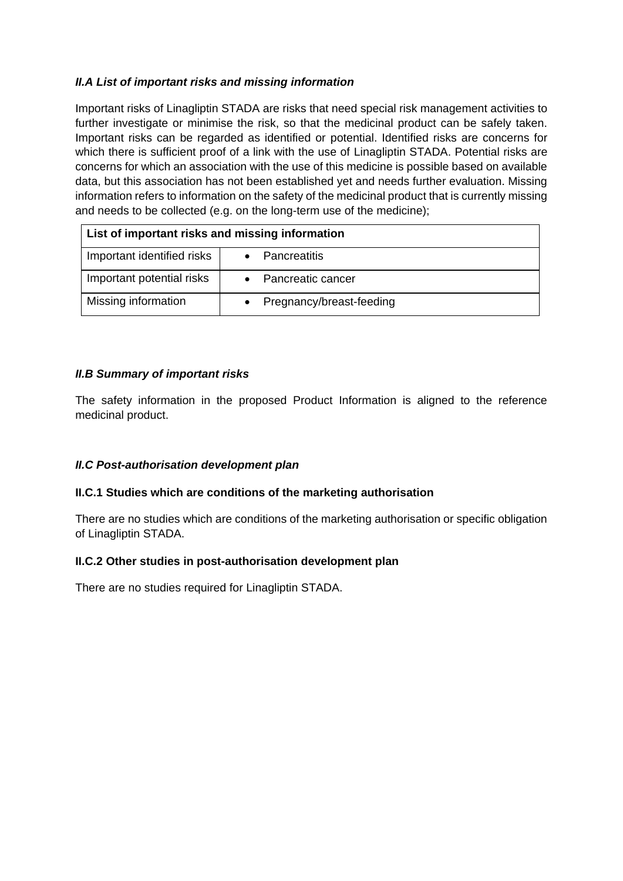### *II.A List of important risks and missing information*

Important risks of Linagliptin STADA are risks that need special risk management activities to further investigate or minimise the risk, so that the medicinal product can be safely taken. Important risks can be regarded as identified or potential. Identified risks are concerns for which there is sufficient proof of a link with the use of Linagliptin STADA. Potential risks are concerns for which an association with the use of this medicine is possible based on available data, but this association has not been established yet and needs further evaluation. Missing information refers to information on the safety of the medicinal product that is currently missing and needs to be collected (e.g. on the long-term use of the medicine);

| **List of important risks and missing information** | |
|---|---|
| Important identified risks | • Pancreatitis |
| Important potential risks | • Pancreatic cancer |
| Missing information | • Pregnancy/breast-feeding |

### *II.B Summary of important risks*

The safety information in the proposed Product Information is aligned to the reference medicinal product.

### *II.C Post-authorisation development plan*

#### II.C.1 Studies which are conditions of the marketing authorisation

There are no studies which are conditions of the marketing authorisation or specific obligation of Linagliptin STADA.

#### II.C.2 Other studies in post-authorisation development plan

There are no studies required for Linagliptin STADA.